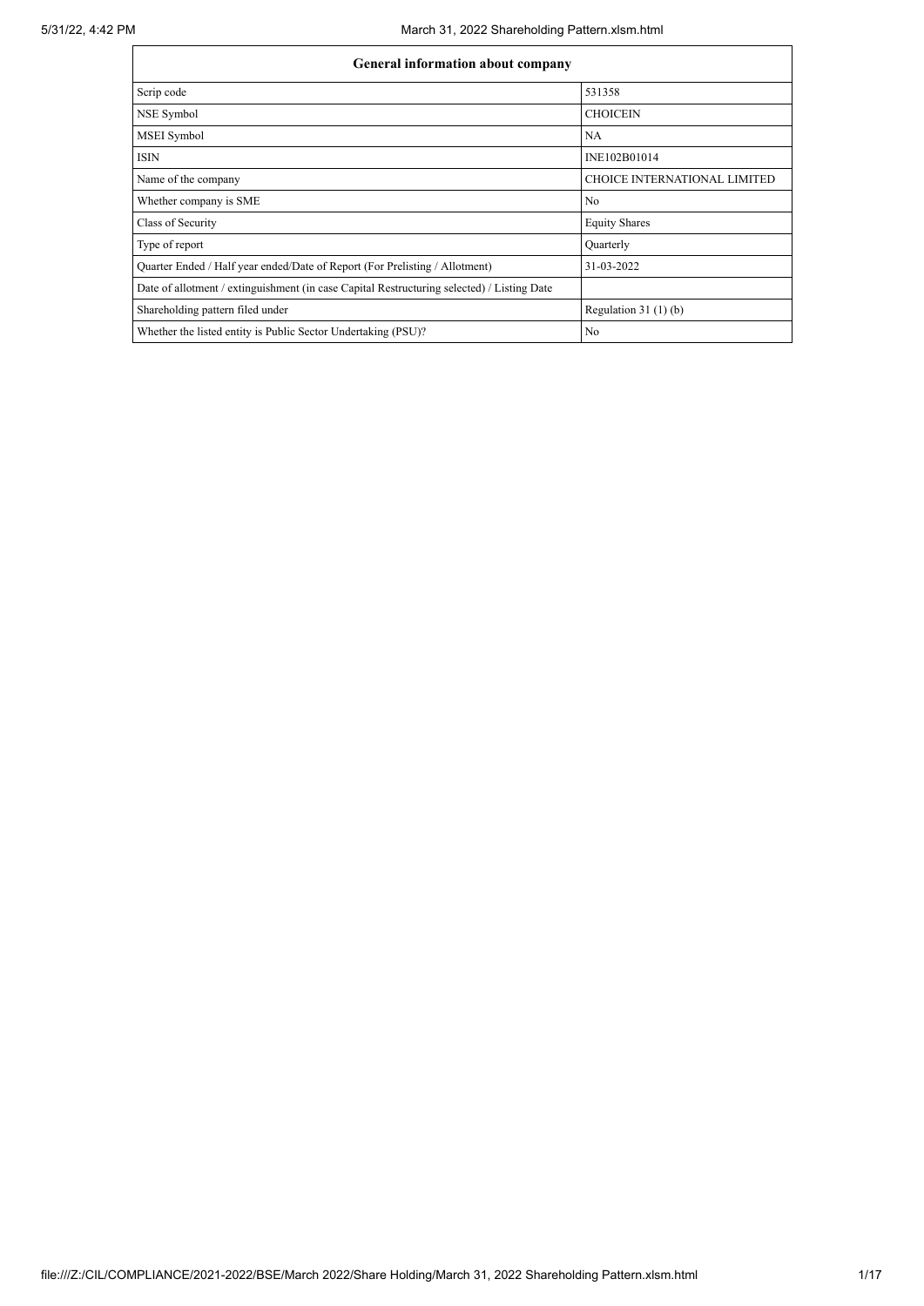| General information about company | |
|---|---|
| Scrip code | 531358 |
| NSE Symbol | CHOICEIN |
| MSEI Symbol | NA |
| ISIN | INE102B01014 |
| Name of the company | CHOICE INTERNATIONAL LIMITED |
| Whether company is SME | No |
| Class of Security | Equity Shares |
| Type of report | Quarterly |
| Quarter Ended / Half year ended/Date of Report (For Prelisting / Allotment) | 31-03-2022 |
| Date of allotment / extinguishment (in case Capital Restructuring selected) / Listing Date | |
| Shareholding pattern filed under | Regulation 31 (1) (b) |
| Whether the listed entity is Public Sector Undertaking (PSU)? | No |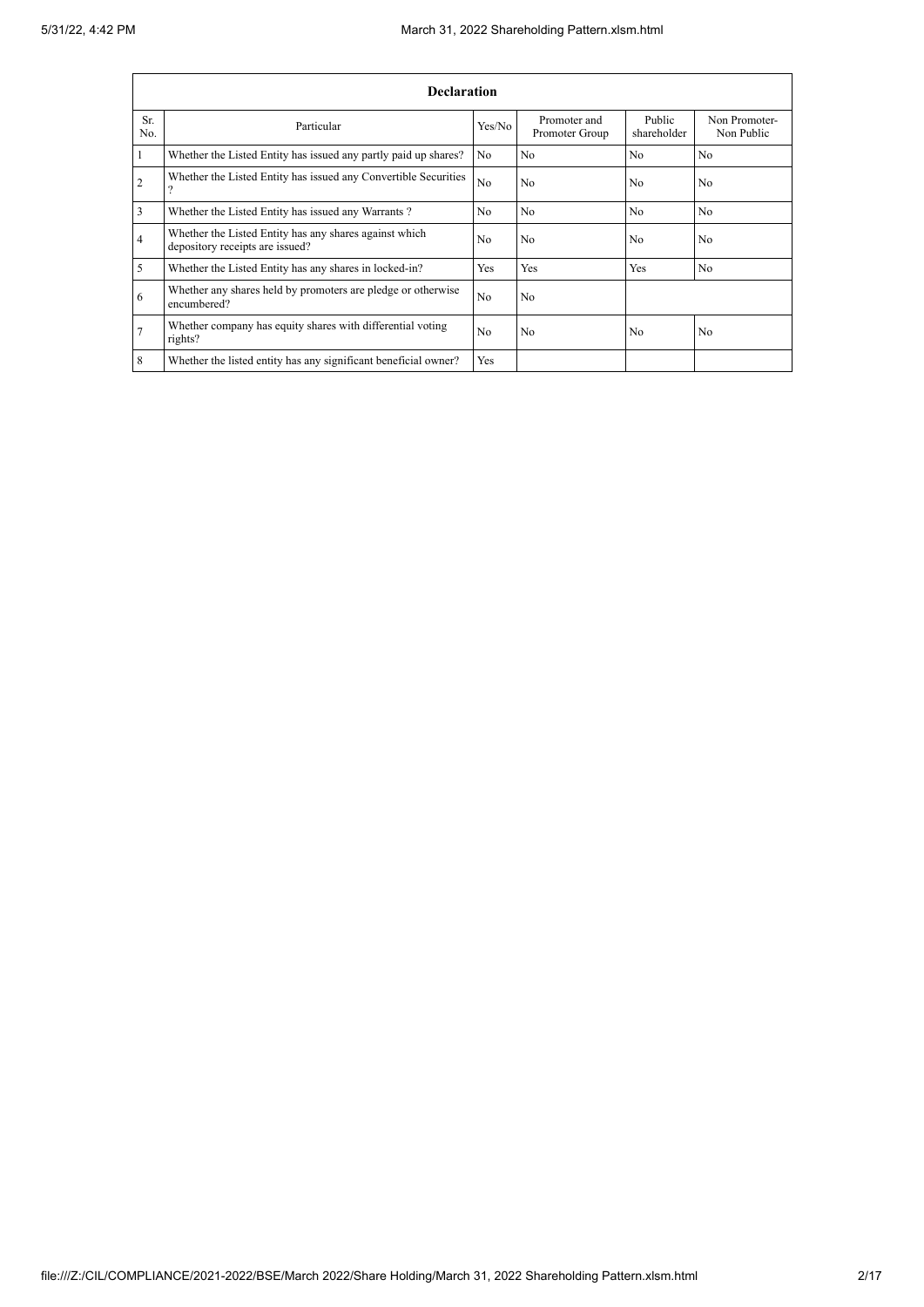| Declaration | | | | | |
|---|---|---|---|---|---|
| Sr. No. | Particular | Yes/No | Promoter and Promoter Group | Public shareholder | Non Promoter- Non Public |
| 1 | Whether the Listed Entity has issued any partly paid up shares? | No | No | No | No |
| 2 | Whether the Listed Entity has issued any Convertible Securities ? | No | No | No | No |
| 3 | Whether the Listed Entity has issued any Warrants ? | No | No | No | No |
| 4 | Whether the Listed Entity has any shares against which depository receipts are issued? | No | No | No | No |
| 5 | Whether the Listed Entity has any shares in locked-in? | Yes | Yes | Yes | No |
| 6 | Whether any shares held by promoters are pledge or otherwise encumbered? | No | No | | |
| 7 | Whether company has equity shares with differential voting rights? | No | No | No | No |
| 8 | Whether the listed entity has any significant beneficial owner? | Yes | | | |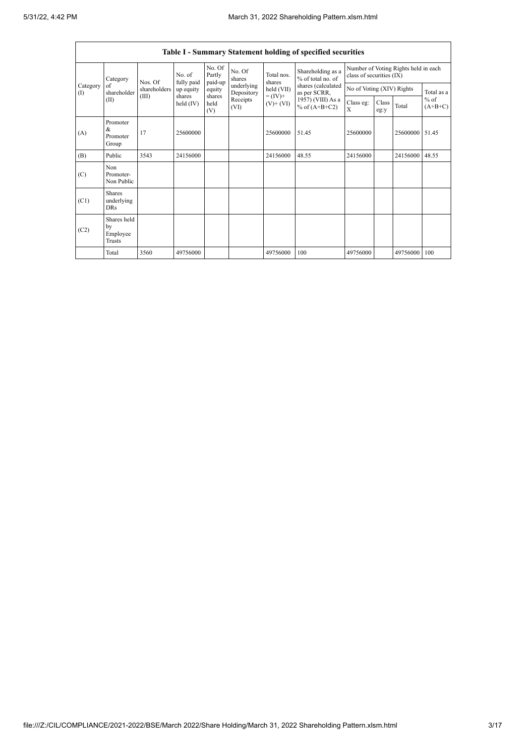| Table I - Summary Statement holding of specified securities | | | | | | | | | | | |
|---|---|---|---|---|---|---|---|---|---|---|---|
| Category (I) | Category of shareholder (II) | Nos. Of shareholders (III) | No. of fully paid up equity shares held (IV) | No. Of Partly paid-up equity shares held (V) | No. Of shares underlying Depository Receipts (VI) | Total nos. shares held (VII) = (IV)+ (V)+ (VI) | Shareholding as a % of total no. of shares (calculated as per SCRR, 1957) (VIII) As a % of (A+B+C2) | Number of Voting Rights held in each class of securities (IX) | | | |
| | | | | | | | | No of Voting (XIV) Rights | | | Total as a % of (A+B+C) |
| | | | | | | | | Class eg: X | Class eg:y | Total | |
| (A) | Promoter & Promoter Group | 17 | 25600000 | | | 25600000 | 51.45 | 25600000 | | 25600000 | 51.45 |
| (B) | Public | 3543 | 24156000 | | | 24156000 | 48.55 | 24156000 | | 24156000 | 48.55 |
| (C) | Non Promoter- Non Public | | | | | | | | | | |
| (C1) | Shares underlying DRs | | | | | | | | | | |
| (C2) | Shares held by Employee Trusts | | | | | | | | | | |
| | Total | 3560 | 49756000 | | | 49756000 | 100 | 49756000 | | 49756000 | 100 |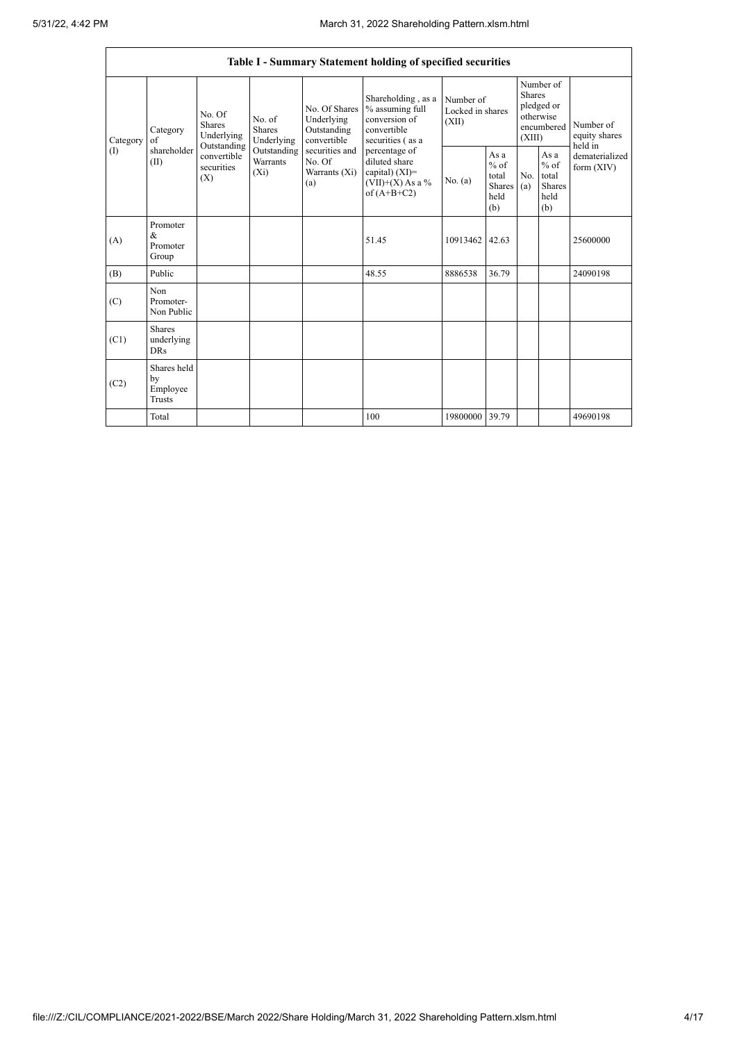| Table I - Summary Statement holding of specified securities | | | | | | | | | | | |
|---|---|---|---|---|---|---|---|---|---|---|---|
| Category (I) | Category of shareholder (II) | No. Of Shares Underlying Outstanding convertible securities (X) | No. of Shares Underlying Outstanding Warrants (Xi) | No. Of Shares Underlying Outstanding convertible securities and No. Of Warrants (Xi) (a) | Shareholding , as a % assuming full conversion of convertible securities ( as a percentage of diluted share capital) (XI)= (VII)+(X) As a % of (A+B+C2) | Number of Locked in shares (XII) | | Number of Shares pledged or otherwise encumbered (XIII) | | Number of equity shares held in dematerialized form (XIV) |
| | | | | | | No. (a) | As a % of total Shares held (b) | No. (a) | As a % of total Shares held (b) | |
| (A) | Promoter & Promoter Group | | | | 51.45 | 10913462 | 42.63 | | | 25600000 |
| (B) | Public | | | | 48.55 | 8886538 | 36.79 | | | 24090198 |
| (C) | Non Promoter- Non Public | | | | | | | | | |
| (C1) | Shares underlying DRs | | | | | | | | | |
| (C2) | Shares held by Employee Trusts | | | | | | | | | |
| | Total | | | | 100 | 19800000 | 39.79 | | | 49690198 |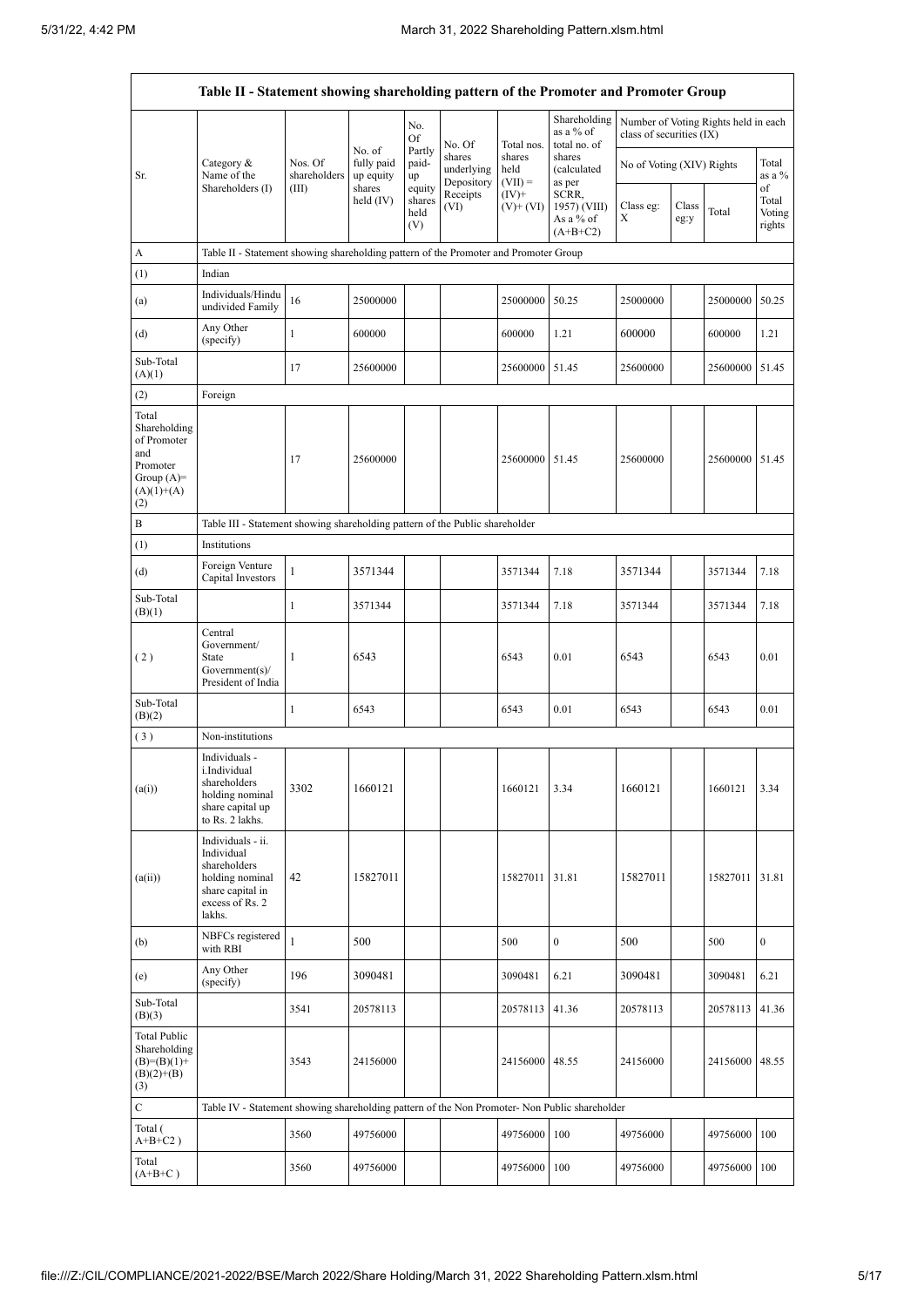| Table II - Statement showing shareholding pattern of the Promoter and Promoter Group | | | | | | | | | | | | |
|---|---|---|---|---|---|---|---|---|---|---|---|---|
| Sr. | Category & Name of the Shareholders (I) | Nos. Of shareholders (III) | No. of fully paid up equity shares held (IV) | No. Of Partly paid-up equity shares held (V) | No. Of shares underlying Depository Receipts (VI) | Total nos. shares held (VII) = (IV)+ (V)+ (VI) | Shareholding as a % of total no. of shares (calculated as per SCRR, 1957) (VIII) As a % of (A+B+C2) | Number of Voting Rights held in each class of securities (IX) | | | |
| | | | | | | | | No of Voting (XIV) Rights | | | Total as a % of Total Voting rights |
| | | | | | | | | Class eg: X | Class eg:y | Total | |
| A | Table II - Statement showing shareholding pattern of the Promoter and Promoter Group | | | | | | | | | | |
| (1) | Indian | | | | | | | | | | |
| (a) | Individuals/Hindu undivided Family | 16 | 25000000 | | | 25000000 | 50.25 | 25000000 | | 25000000 | 50.25 |
| (d) | Any Other (specify) | 1 | 600000 | | | 600000 | 1.21 | 600000 | | 600000 | 1.21 |
| Sub-Total (A)(1) | | 17 | 25600000 | | | 25600000 | 51.45 | 25600000 | | 25600000 | 51.45 |
| (2) | Foreign | | | | | | | | | | |
| Total Shareholding of Promoter and Promoter Group (A)=(A)(1)+(A)(2) | | 17 | 25600000 | | | 25600000 | 51.45 | 25600000 | | 25600000 | 51.45 |
| B | Table III - Statement showing shareholding pattern of the Public shareholder | | | | | | | | | | |
| (1) | Institutions | | | | | | | | | | |
| (d) | Foreign Venture Capital Investors | 1 | 3571344 | | | 3571344 | 7.18 | 3571344 | | 3571344 | 7.18 |
| Sub-Total (B)(1) | | 1 | 3571344 | | | 3571344 | 7.18 | 3571344 | | 3571344 | 7.18 |
| ( 2 ) | Central Government/ State Government(s)/ President of India | 1 | 6543 | | | 6543 | 0.01 | 6543 | | 6543 | 0.01 |
| Sub-Total (B)(2) | | 1 | 6543 | | | 6543 | 0.01 | 6543 | | 6543 | 0.01 |
| ( 3 ) | Non-institutions | | | | | | | | | | |
| (a(i)) | Individuals - i.Individual shareholders holding nominal share capital up to Rs. 2 lakhs. | 3302 | 1660121 | | | 1660121 | 3.34 | 1660121 | | 1660121 | 3.34 |
| (a(ii)) | Individuals - ii. Individual shareholders holding nominal share capital in excess of Rs. 2 lakhs. | 42 | 15827011 | | | 15827011 | 31.81 | 15827011 | | 15827011 | 31.81 |
| (b) | NBFCs registered with RBI | 1 | 500 | | | 500 | 0 | 500 | | 500 | 0 |
| (e) | Any Other (specify) | 196 | 3090481 | | | 3090481 | 6.21 | 3090481 | | 3090481 | 6.21 |
| Sub-Total (B)(3) | | 3541 | 20578113 | | | 20578113 | 41.36 | 20578113 | | 20578113 | 41.36 |
| Total Public Shareholding (B)=(B)(1)+(B)(2)+(B)(3) | | 3543 | 24156000 | | | 24156000 | 48.55 | 24156000 | | 24156000 | 48.55 |
| C | Table IV - Statement showing shareholding pattern of the Non Promoter- Non Public shareholder | | | | | | | | | | |
| Total ( A+B+C2 ) | | 3560 | 49756000 | | | 49756000 | 100 | 49756000 | | 49756000 | 100 |
| Total (A+B+C ) | | 3560 | 49756000 | | | 49756000 | 100 | 49756000 | | 49756000 | 100 |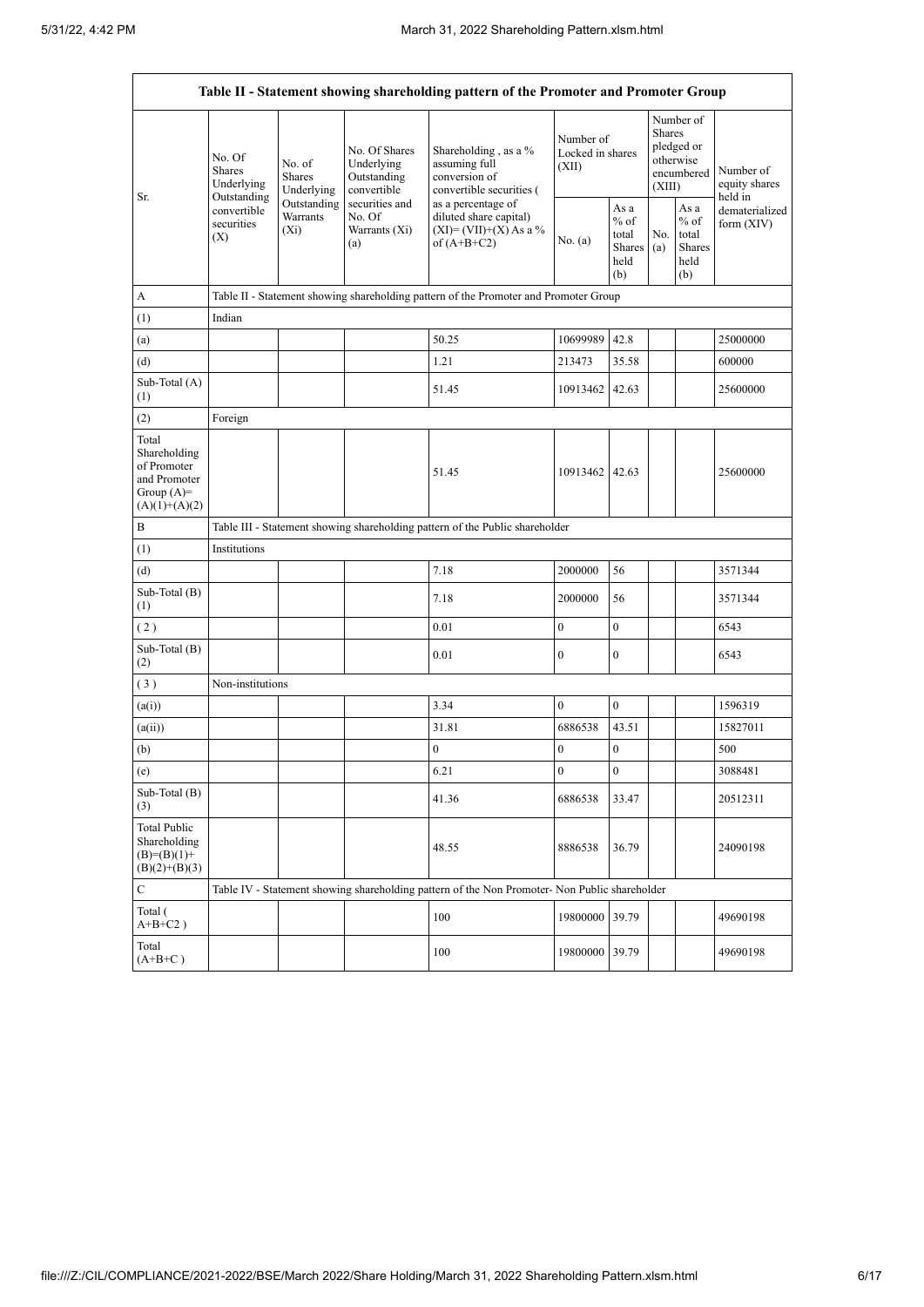| Table II - Statement showing shareholding pattern of the Promoter and Promoter Group | | | | | | | | | |
|---|---|---|---|---|---|---|---|---|---|
| Sr. | No. Of Shares Underlying Outstanding convertible securities (X) | No. of Shares Underlying Outstanding Warrants (Xi) | No. Of Shares Underlying Outstanding convertible securities and No. Of Warrants (Xi) (a) | Shareholding , as a % assuming full conversion of convertible securities ( as a percentage of diluted share capital) (XI)= (VII)+(X) As a % of (A+B+C2) | Number of Locked in shares (XII) | | Number of Shares pledged or otherwise encumbered (XIII) | | Number of equity shares held in dematerialized form (XIV) |
| | | | | | No. (a) | As a % of total Shares held (b) | No. (a) | As a % of total Shares held (b) | |
| A | Table II - Statement showing shareholding pattern of the Promoter and Promoter Group | | | | | | | | |
| (1) | Indian | | | | | | | | |
| (a) | | | | 50.25 | 10699989 | 42.8 | | | 25000000 |
| (d) | | | | 1.21 | 213473 | 35.58 | | | 600000 |
| Sub-Total (A) (1) | | | | 51.45 | 10913462 | 42.63 | | | 25600000 |
| (2) | Foreign | | | | | | | | |
| Total Shareholding of Promoter and Promoter Group (A)= (A)(1)+(A)(2) | | | | 51.45 | 10913462 | 42.63 | | | 25600000 |
| B | Table III - Statement showing shareholding pattern of the Public shareholder | | | | | | | | |
| (1) | Institutions | | | | | | | | |
| (d) | | | | 7.18 | 2000000 | 56 | | | 3571344 |
| Sub-Total (B) (1) | | | | 7.18 | 2000000 | 56 | | | 3571344 |
| ( 2 ) | | | | 0.01 | 0 | 0 | | | 6543 |
| Sub-Total (B) (2) | | | | 0.01 | 0 | 0 | | | 6543 |
| ( 3 ) | Non-institutions | | | | | | | | |
| (a(i)) | | | | 3.34 | 0 | 0 | | | 1596319 |
| (a(ii)) | | | | 31.81 | 6886538 | 43.51 | | | 15827011 |
| (b) | | | | 0 | 0 | 0 | | | 500 |
| (e) | | | | 6.21 | 0 | 0 | | | 3088481 |
| Sub-Total (B) (3) | | | | 41.36 | 6886538 | 33.47 | | | 20512311 |
| Total Public Shareholding (B)=(B)(1)+(B)(2)+(B)(3) | | | | 48.55 | 8886538 | 36.79 | | | 24090198 |
| C | Table IV - Statement showing shareholding pattern of the Non Promoter- Non Public shareholder | | | | | | | | |
| Total ( A+B+C2 ) | | | | 100 | 19800000 | 39.79 | | | 49690198 |
| Total (A+B+C ) | | | | 100 | 19800000 | 39.79 | | | 49690198 |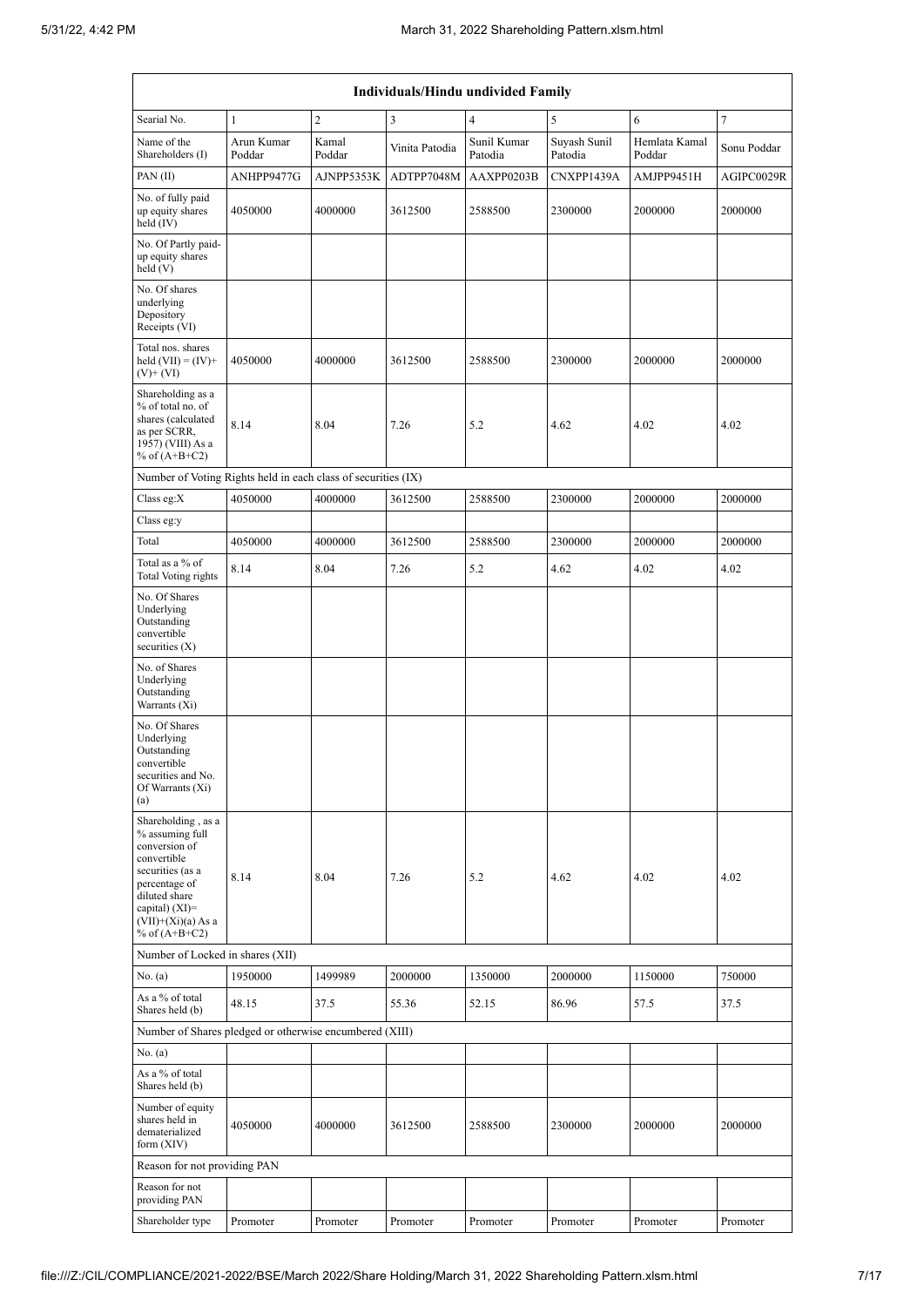| Individuals/Hindu undivided Family | | | | | | | |
|---|---|---|---|---|---|---|---|
| Searial No. | 1 | 2 | 3 | 4 | 5 | 6 | 7 |
| Name of the Shareholders (I) | Arun Kumar Poddar | Kamal Poddar | Vinita Patodia | Sunil Kumar Patodia | Suyash Sunil Patodia | Hemlata Kamal Poddar | Sonu Poddar |
| PAN (II) | ANHPP9477G | AJNPP5353K | ADTPP7048M | AAXPP0203B | CNXPP1439A | AMJPP9451H | AGIPC0029R |
| No. of fully paid up equity shares held (IV) | 4050000 | 4000000 | 3612500 | 2588500 | 2300000 | 2000000 | 2000000 |
| No. Of Partly paid-up equity shares held (V) | | | | | | | |
| No. Of shares underlying Depository Receipts (VI) | | | | | | | |
| Total nos. shares held (VII) = (IV)+ (V)+ (VI) | 4050000 | 4000000 | 3612500 | 2588500 | 2300000 | 2000000 | 2000000 |
| Shareholding as a % of total no. of shares (calculated as per SCRR, 1957) (VIII) As a % of (A+B+C2) | 8.14 | 8.04 | 7.26 | 5.2 | 4.62 | 4.02 | 4.02 |
| Number of Voting Rights held in each class of securities (IX) | | | | | | | |
| Class eg:X | 4050000 | 4000000 | 3612500 | 2588500 | 2300000 | 2000000 | 2000000 |
| Class eg:y | | | | | | | |
| Total | 4050000 | 4000000 | 3612500 | 2588500 | 2300000 | 2000000 | 2000000 |
| Total as a % of Total Voting rights | 8.14 | 8.04 | 7.26 | 5.2 | 4.62 | 4.02 | 4.02 |
| No. Of Shares Underlying Outstanding convertible securities (X) | | | | | | | |
| No. of Shares Underlying Outstanding Warrants (Xi) | | | | | | | |
| No. Of Shares Underlying Outstanding convertible securities and No. Of Warrants (Xi) (a) | | | | | | | |
| Shareholding , as a % assuming full conversion of convertible securities (as a percentage of diluted share capital) (XI)= (VII)+(Xi)(a) As a % of (A+B+C2) | 8.14 | 8.04 | 7.26 | 5.2 | 4.62 | 4.02 | 4.02 |
| Number of Locked in shares (XII) | | | | | | | |
| No. (a) | 1950000 | 1499989 | 2000000 | 1350000 | 2000000 | 1150000 | 750000 |
| As a % of total Shares held (b) | 48.15 | 37.5 | 55.36 | 52.15 | 86.96 | 57.5 | 37.5 |
| Number of Shares pledged or otherwise encumbered (XIII) | | | | | | | |
| No. (a) | | | | | | | |
| As a % of total Shares held (b) | | | | | | | |
| Number of equity shares held in dematerialized form (XIV) | 4050000 | 4000000 | 3612500 | 2588500 | 2300000 | 2000000 | 2000000 |
| Reason for not providing PAN | | | | | | | |
| Reason for not providing PAN | | | | | | | |
| Shareholder type | Promoter | Promoter | Promoter | Promoter | Promoter | Promoter | Promoter |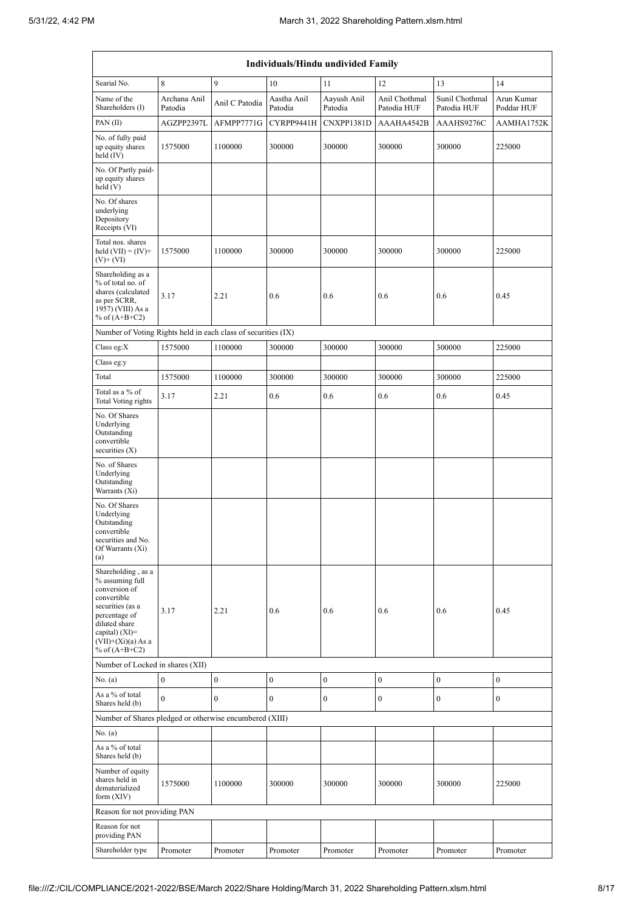| Individuals/Hindu undivided Family | | | | | | | |
|---|---|---|---|---|---|---|---|
| Searial No. | 8 | 9 | 10 | 11 | 12 | 13 | 14 |
| Name of the Shareholders (I) | Archana Anil Patodia | Anil C Patodia | Aastha Anil Patodia | Aayush Anil Patodia | Anil Chothmal Patodia HUF | Sunil Chothmal Patodia HUF | Arun Kumar Poddar HUF |
| PAN (II) | AGZPP2397L | AFMPP7771G | CYRPP9441H | CNXPP1381D | AAAHA4542B | AAAHS9276C | AAMHA1752K |
| No. of fully paid up equity shares held (IV) | 1575000 | 1100000 | 300000 | 300000 | 300000 | 300000 | 225000 |
| No. Of Partly paid-up equity shares held (V) | | | | | | | |
| No. Of shares underlying Depository Receipts (VI) | | | | | | | |
| Total nos. shares held (VII) = (IV)+ (V)+ (VI) | 1575000 | 1100000 | 300000 | 300000 | 300000 | 300000 | 225000 |
| Shareholding as a % of total no. of shares (calculated as per SCRR, 1957) (VIII) As a % of (A+B+C2) | 3.17 | 2.21 | 0.6 | 0.6 | 0.6 | 0.6 | 0.45 |
| Number of Voting Rights held in each class of securities (IX) | | | | | | | |
| Class eg:X | 1575000 | 1100000 | 300000 | 300000 | 300000 | 300000 | 225000 |
| Class eg:y | | | | | | | |
| Total | 1575000 | 1100000 | 300000 | 300000 | 300000 | 300000 | 225000 |
| Total as a % of Total Voting rights | 3.17 | 2.21 | 0.6 | 0.6 | 0.6 | 0.6 | 0.45 |
| No. Of Shares Underlying Outstanding convertible securities (X) | | | | | | | |
| No. of Shares Underlying Outstanding Warrants (Xi) | | | | | | | |
| No. Of Shares Underlying Outstanding convertible securities and No. Of Warrants (Xi) (a) | | | | | | | |
| Shareholding , as a % assuming full conversion of convertible securities (as a percentage of diluted share capital) (XI)= (VII)+(Xi)(a) As a % of (A+B+C2) | 3.17 | 2.21 | 0.6 | 0.6 | 0.6 | 0.6 | 0.45 |
| Number of Locked in shares (XII) | | | | | | | |
| No. (a) | 0 | 0 | 0 | 0 | 0 | 0 | 0 |
| As a % of total Shares held (b) | 0 | 0 | 0 | 0 | 0 | 0 | 0 |
| Number of Shares pledged or otherwise encumbered (XIII) | | | | | | | |
| No. (a) | | | | | | | |
| As a % of total Shares held (b) | | | | | | | |
| Number of equity shares held in dematerialized form (XIV) | 1575000 | 1100000 | 300000 | 300000 | 300000 | 300000 | 225000 |
| Reason for not providing PAN | | | | | | | |
| Reason for not providing PAN | | | | | | | |
| Shareholder type | Promoter | Promoter | Promoter | Promoter | Promoter | Promoter | Promoter |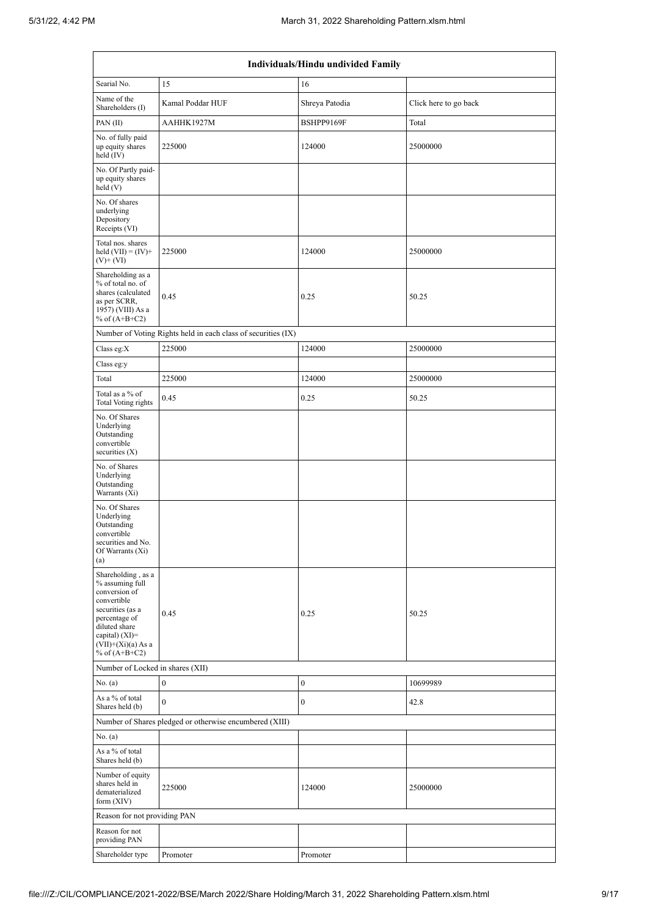| Individuals/Hindu undivided Family | | | |
|---|---|---|---|
| Searial No. | 15 | 16 | |
| Name of the Shareholders (I) | Kamal Poddar HUF | Shreya Patodia | Click here to go back |
| PAN (II) | AAHHK1927M | BSHPP9169F | Total |
| No. of fully paid up equity shares held (IV) | 225000 | 124000 | 25000000 |
| No. Of Partly paid-up equity shares held (V) | | | |
| No. Of shares underlying Depository Receipts (VI) | | | |
| Total nos. shares held (VII) = (IV)+(V)+ (VI) | 225000 | 124000 | 25000000 |
| Shareholding as a % of total no. of shares (calculated as per SCRR, 1957) (VIII) As a % of (A+B+C2) | 0.45 | 0.25 | 50.25 |
| Number of Voting Rights held in each class of securities (IX) | | | |
| Class eg:X | 225000 | 124000 | 25000000 |
| Class eg:y | | | |
| Total | 225000 | 124000 | 25000000 |
| Total as a % of Total Voting rights | 0.45 | 0.25 | 50.25 |
| No. Of Shares Underlying Outstanding convertible securities (X) | | | |
| No. of Shares Underlying Outstanding Warrants (Xi) | | | |
| No. Of Shares Underlying Outstanding convertible securities and No. Of Warrants (Xi) (a) | | | |
| Shareholding , as a % assuming full conversion of convertible securities (as a percentage of diluted share capital) (XI)= (VII)+(Xi)(a) As a % of (A+B+C2) | 0.45 | 0.25 | 50.25 |
| Number of Locked in shares (XII) | | | |
| No. (a) | 0 | 0 | 10699989 |
| As a % of total Shares held (b) | 0 | 0 | 42.8 |
| Number of Shares pledged or otherwise encumbered (XIII) | | | |
| No. (a) | | | |
| As a % of total Shares held (b) | | | |
| Number of equity shares held in dematerialized form (XIV) | 225000 | 124000 | 25000000 |
| Reason for not providing PAN | | | |
| Reason for not providing PAN | | | |
| Shareholder type | Promoter | Promoter | |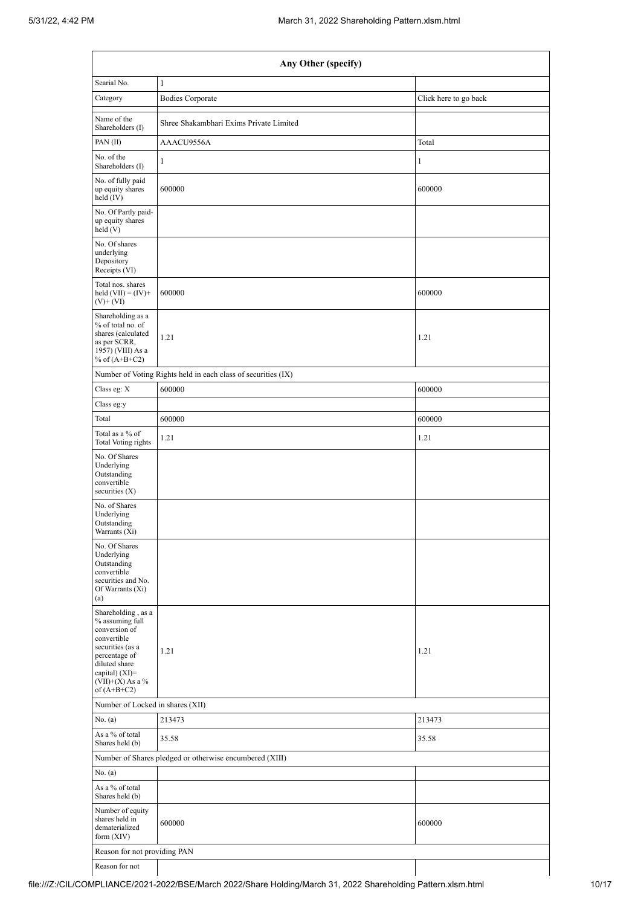| Any Other (specify) | | |
|---|---|---|
| Searial No. | 1 | |
| Category | Bodies Corporate | Click here to go back |
| Name of the Shareholders (I) | Shree Shakambhari Exims Private Limited | |
| PAN (II) | AAACU9556A | Total |
| No. of the Shareholders (I) | 1 | 1 |
| No. of fully paid up equity shares held (IV) | 600000 | 600000 |
| No. Of Partly paid-up equity shares held (V) | | |
| No. Of shares underlying Depository Receipts (VI) | | |
| Total nos. shares held (VII) = (IV)+ (V)+ (VI) | 600000 | 600000 |
| Shareholding as a % of total no. of shares (calculated as per SCRR, 1957) (VIII) As a % of (A+B+C2) | 1.21 | 1.21 |
| Number of Voting Rights held in each class of securities (IX) | | |
| Class eg: X | 600000 | 600000 |
| Class eg:y | | |
| Total | 600000 | 600000 |
| Total as a % of Total Voting rights | 1.21 | 1.21 |
| No. Of Shares Underlying Outstanding convertible securities (X) | | |
| No. of Shares Underlying Outstanding Warrants (Xi) | | |
| No. Of Shares Underlying Outstanding convertible securities and No. Of Warrants (Xi) (a) | | |
| Shareholding , as a % assuming full conversion of convertible securities (as a percentage of diluted share capital) (XI)= (VII)+(X) As a % of (A+B+C2) | 1.21 | 1.21 |
| Number of Locked in shares (XII) | | |
| No. (a) | 213473 | 213473 |
| As a % of total Shares held (b) | 35.58 | 35.58 |
| Number of Shares pledged or otherwise encumbered (XIII) | | |
| No. (a) | | |
| As a % of total Shares held (b) | | |
| Number of equity shares held in dematerialized form (XIV) | 600000 | 600000 |
| Reason for not providing PAN | | |
| Reason for not | | |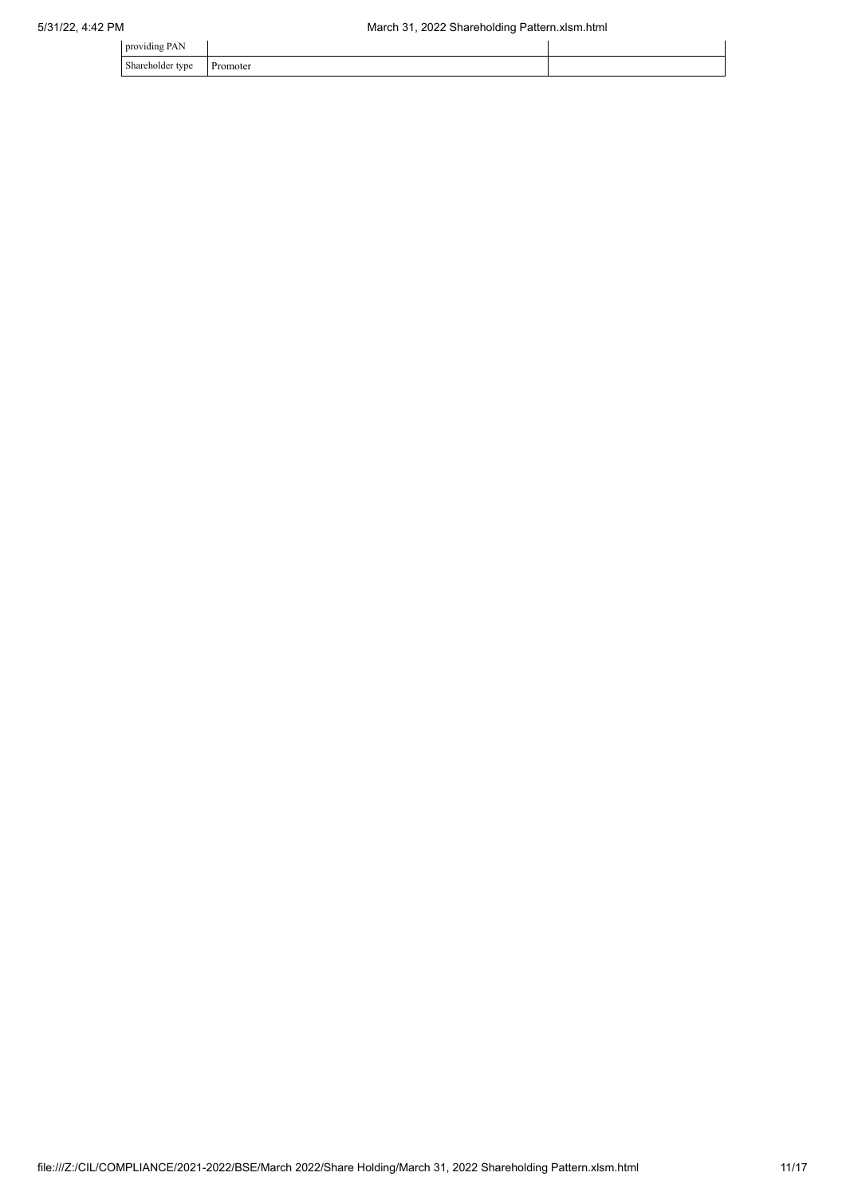| providing PAN | | |
|---|---|---|
| Shareholder type | Promoter | |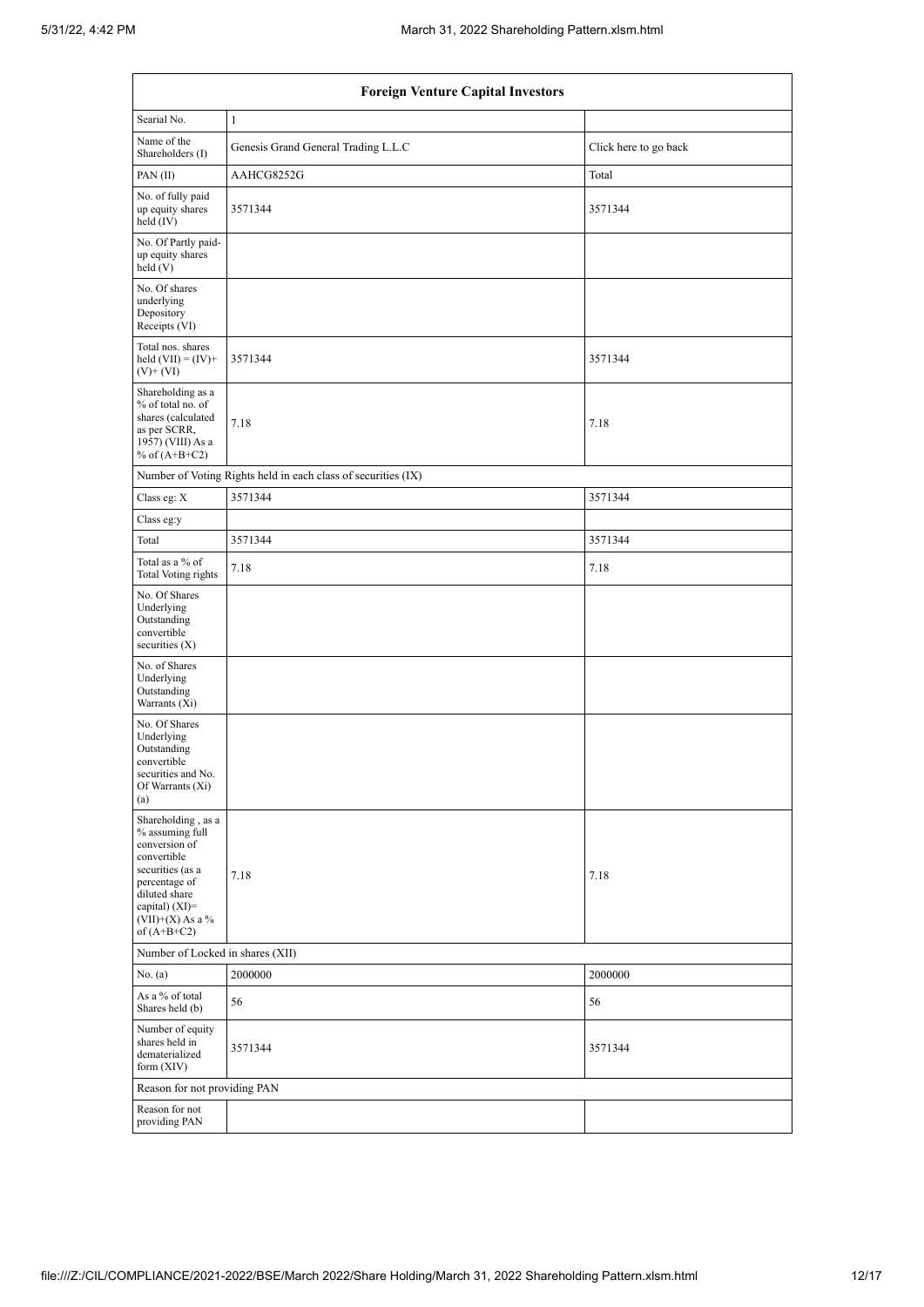| Foreign Venture Capital Investors | | |
|---|---|---|
| Searial No. | 1 | |
| Name of the Shareholders (I) | Genesis Grand General Trading L.L.C | Click here to go back |
| PAN (II) | AAHCG8252G | Total |
| No. of fully paid up equity shares held (IV) | 3571344 | 3571344 |
| No. Of Partly paid-up equity shares held (V) | | |
| No. Of shares underlying Depository Receipts (VI) | | |
| Total nos. shares held (VII) = (IV)+ (V)+ (VI) | 3571344 | 3571344 |
| Shareholding as a % of total no. of shares (calculated as per SCRR, 1957) (VIII) As a % of (A+B+C2) | 7.18 | 7.18 |
| Number of Voting Rights held in each class of securities (IX) | | |
| Class eg: X | 3571344 | 3571344 |
| Class eg:y | | |
| Total | 3571344 | 3571344 |
| Total as a % of Total Voting rights | 7.18 | 7.18 |
| No. Of Shares Underlying Outstanding convertible securities (X) | | |
| No. of Shares Underlying Outstanding Warrants (Xi) | | |
| No. Of Shares Underlying Outstanding convertible securities and No. Of Warrants (Xi) (a) | | |
| Shareholding , as a % assuming full conversion of convertible securities (as a percentage of diluted share capital) (XI)= (VII)+(X) As a % of (A+B+C2) | 7.18 | 7.18 |
| Number of Locked in shares (XII) | | |
| No. (a) | 2000000 | 2000000 |
| As a % of total Shares held (b) | 56 | 56 |
| Number of equity shares held in dematerialized form (XIV) | 3571344 | 3571344 |
| Reason for not providing PAN | | |
| Reason for not providing PAN | | |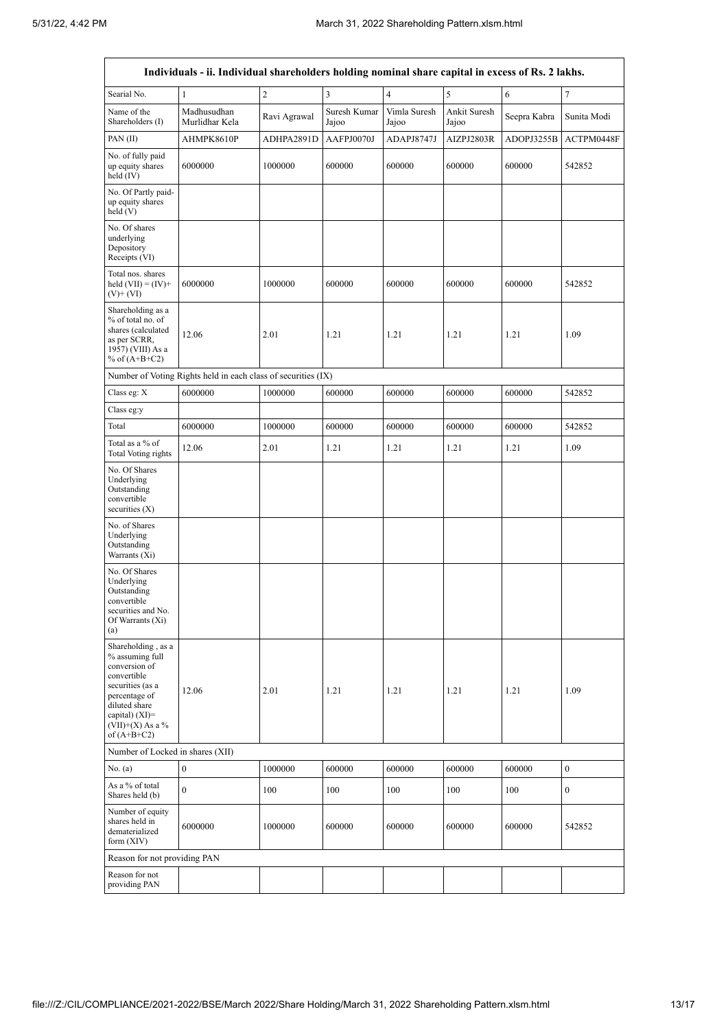| Individuals - ii. Individual shareholders holding nominal share capital in excess of Rs. 2 lakhs. | | | | | | | |
|---|---|---|---|---|---|---|---|
| Searial No. | 1 | 2 | 3 | 4 | 5 | 6 | 7 |
| Name of the Shareholders (I) | Madhusudhan Murlidhar Kela | Ravi Agrawal | Suresh Kumar Jajoo | Vimla Suresh Jajoo | Ankit Suresh Jajoo | Seepra Kabra | Sunita Modi |
| PAN (II) | AHMPK8610P | ADHPA2891D | AAFPJ0070J | ADAPJ8747J | AIZPJ2803R | ADOPJ3255B | ACTPM0448F |
| No. of fully paid up equity shares held (IV) | 6000000 | 1000000 | 600000 | 600000 | 600000 | 600000 | 542852 |
| No. Of Partly paid-up equity shares held (V) | | | | | | | |
| No. Of shares underlying Depository Receipts (VI) | | | | | | | |
| Total nos. shares held (VII) = (IV)+(V)+ (VI) | 6000000 | 1000000 | 600000 | 600000 | 600000 | 600000 | 542852 |
| Shareholding as a % of total no. of shares (calculated as per SCRR, 1957) (VIII) As a % of (A+B+C2) | 12.06 | 2.01 | 1.21 | 1.21 | 1.21 | 1.21 | 1.09 |
| Number of Voting Rights held in each class of securities (IX) | | | | | | | |
| Class eg: X | 6000000 | 1000000 | 600000 | 600000 | 600000 | 600000 | 542852 |
| Class eg:y | | | | | | | |
| Total | 6000000 | 1000000 | 600000 | 600000 | 600000 | 600000 | 542852 |
| Total as a % of Total Voting rights | 12.06 | 2.01 | 1.21 | 1.21 | 1.21 | 1.21 | 1.09 |
| No. Of Shares Underlying Outstanding convertible securities (X) | | | | | | | |
| No. of Shares Underlying Outstanding Warrants (Xi) | | | | | | | |
| No. Of Shares Underlying Outstanding convertible securities and No. Of Warrants (Xi) (a) | | | | | | | |
| Shareholding , as a % assuming full conversion of convertible securities (as a percentage of diluted share capital) (XI)= (VII)+(X) As a % of (A+B+C2) | 12.06 | 2.01 | 1.21 | 1.21 | 1.21 | 1.21 | 1.09 |
| Number of Locked in shares (XII) | | | | | | | |
| No. (a) | 0 | 1000000 | 600000 | 600000 | 600000 | 600000 | 0 |
| As a % of total Shares held (b) | 0 | 100 | 100 | 100 | 100 | 100 | 0 |
| Number of equity shares held in dematerialized form (XIV) | 6000000 | 1000000 | 600000 | 600000 | 600000 | 600000 | 542852 |
| Reason for not providing PAN | | | | | | | |
| Reason for not providing PAN | | | | | | | |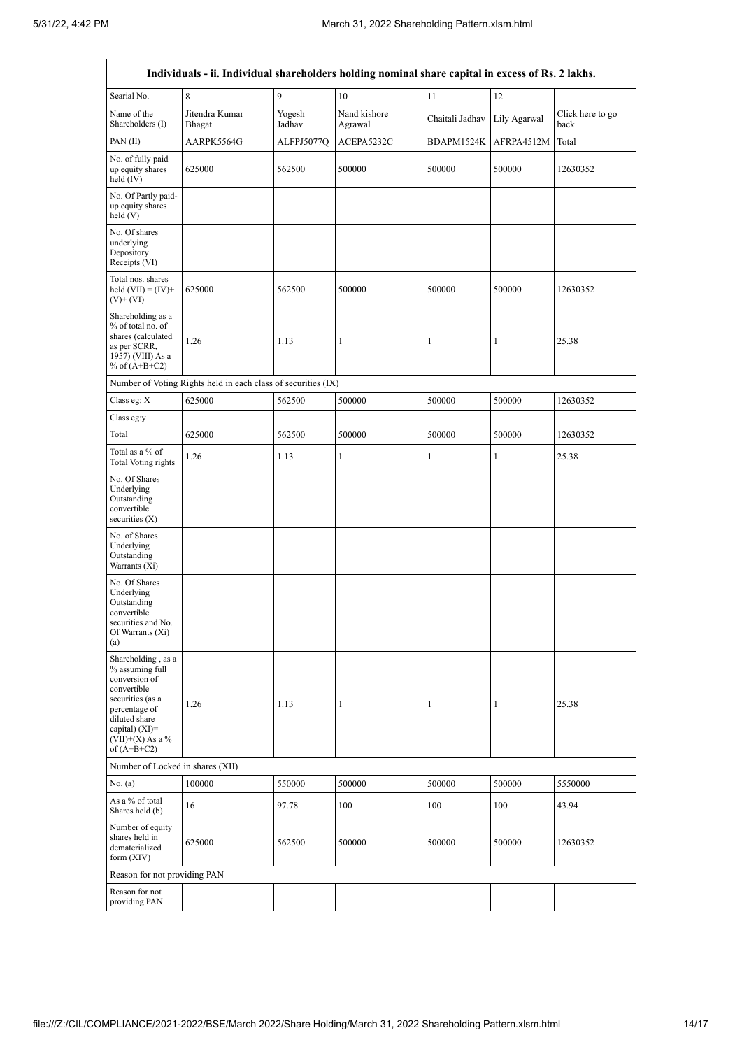| Individuals - ii. Individual shareholders holding nominal share capital in excess of Rs. 2 lakhs. | | | | | | |
|---|---|---|---|---|---|---|
| Searial No. | 8 | 9 | 10 | 11 | 12 | |
| Name of the Shareholders (I) | Jitendra Kumar Bhagat | Yogesh Jadhav | Nand kishore Agrawal | Chaitali Jadhav | Lily Agarwal | Click here to go back |
| PAN (II) | AARPK5564G | ALFPJ5077Q | ACEPA5232C | BDAPM1524K | AFRPA4512M | Total |
| No. of fully paid up equity shares held (IV) | 625000 | 562500 | 500000 | 500000 | 500000 | 12630352 |
| No. Of Partly paid-up equity shares held (V) | | | | | | |
| No. Of shares underlying Depository Receipts (VI) | | | | | | |
| Total nos. shares held (VII) = (IV)+ (V)+ (VI) | 625000 | 562500 | 500000 | 500000 | 500000 | 12630352 |
| Shareholding as a % of total no. of shares (calculated as per SCRR, 1957) (VIII) As a % of (A+B+C2) | 1.26 | 1.13 | 1 | 1 | 1 | 25.38 |
| Number of Voting Rights held in each class of securities (IX) | | | | | | |
| Class eg: X | 625000 | 562500 | 500000 | 500000 | 500000 | 12630352 |
| Class eg:y | | | | | | |
| Total | 625000 | 562500 | 500000 | 500000 | 500000 | 12630352 |
| Total as a % of Total Voting rights | 1.26 | 1.13 | 1 | 1 | 1 | 25.38 |
| No. Of Shares Underlying Outstanding convertible securities (X) | | | | | | |
| No. of Shares Underlying Outstanding Warrants (Xi) | | | | | | |
| No. Of Shares Underlying Outstanding convertible securities and No. Of Warrants (Xi) (a) | | | | | | |
| Shareholding , as a % assuming full conversion of convertible securities (as a percentage of diluted share capital) (XI)= (VII)+(X) As a % of (A+B+C2) | 1.26 | 1.13 | 1 | 1 | 1 | 25.38 |
| Number of Locked in shares (XII) | | | | | | |
| No. (a) | 100000 | 550000 | 500000 | 500000 | 500000 | 5550000 |
| As a % of total Shares held (b) | 16 | 97.78 | 100 | 100 | 100 | 43.94 |
| Number of equity shares held in dematerialized form (XIV) | 625000 | 562500 | 500000 | 500000 | 500000 | 12630352 |
| Reason for not providing PAN | | | | | | |
| Reason for not providing PAN | | | | | | |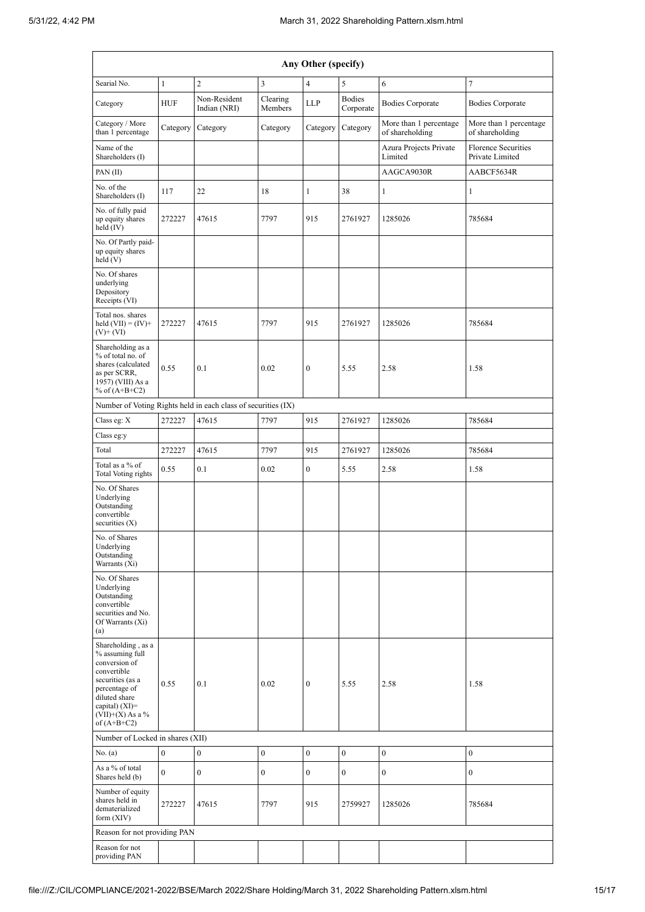| Any Other (specify) | | | | | | | |
|---|---|---|---|---|---|---|---|
| Searial No. | 1 | 2 | 3 | 4 | 5 | 6 | 7 |
| Category | HUF | Non-Resident Indian (NRI) | Clearing Members | LLP | Bodies Corporate | Bodies Corporate | Bodies Corporate |
| Category / More than 1 percentage | Category | Category | Category | Category | Category | More than 1 percentage of shareholding | More than 1 percentage of shareholding |
| Name of the Shareholders (I) | | | | | | Azura Projects Private Limited | Florence Securities Private Limited |
| PAN (II) | | | | | | AAGCA9030R | AABCF5634R |
| No. of the Shareholders (I) | 117 | 22 | 18 | 1 | 38 | 1 | 1 |
| No. of fully paid up equity shares held (IV) | 272227 | 47615 | 7797 | 915 | 2761927 | 1285026 | 785684 |
| No. Of Partly paid-up equity shares held (V) | | | | | | | |
| No. Of shares underlying Depository Receipts (VI) | | | | | | | |
| Total nos. shares held (VII) = (IV)+ (V)+ (VI) | 272227 | 47615 | 7797 | 915 | 2761927 | 1285026 | 785684 |
| Shareholding as a % of total no. of shares (calculated as per SCRR, 1957) (VIII) As a % of (A+B+C2) | 0.55 | 0.1 | 0.02 | 0 | 5.55 | 2.58 | 1.58 |
| Number of Voting Rights held in each class of securities (IX) | | | | | | | |
| Class eg: X | 272227 | 47615 | 7797 | 915 | 2761927 | 1285026 | 785684 |
| Class eg:y | | | | | | | |
| Total | 272227 | 47615 | 7797 | 915 | 2761927 | 1285026 | 785684 |
| Total as a % of Total Voting rights | 0.55 | 0.1 | 0.02 | 0 | 5.55 | 2.58 | 1.58 |
| No. Of Shares Underlying Outstanding convertible securities (X) | | | | | | | |
| No. of Shares Underlying Outstanding Warrants (Xi) | | | | | | | |
| No. Of Shares Underlying Outstanding convertible securities and No. Of Warrants (Xi) (a) | | | | | | | |
| Shareholding , as a % assuming full conversion of convertible securities (as a percentage of diluted share capital) (XI)= (VII)+(X) As a % of (A+B+C2) | 0.55 | 0.1 | 0.02 | 0 | 5.55 | 2.58 | 1.58 |
| Number of Locked in shares (XII) | | | | | | | |
| No. (a) | 0 | 0 | 0 | 0 | 0 | 0 | 0 |
| As a % of total Shares held (b) | 0 | 0 | 0 | 0 | 0 | 0 | 0 |
| Number of equity shares held in dematerialized form (XIV) | 272227 | 47615 | 7797 | 915 | 2759927 | 1285026 | 785684 |
| Reason for not providing PAN | | | | | | | |
| Reason for not providing PAN | | | | | | | |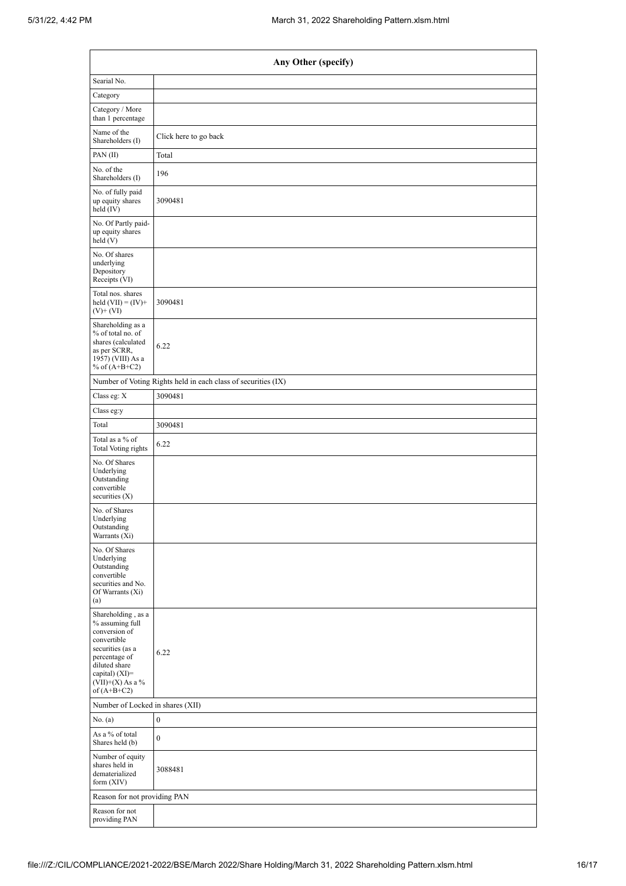| Any Other (specify) | |
|---|---|
| Searial No. | |
| Category | |
| Category / More than 1 percentage | |
| Name of the Shareholders (I) | Click here to go back |
| PAN (II) | Total |
| No. of the Shareholders (I) | 196 |
| No. of fully paid up equity shares held (IV) | 3090481 |
| No. Of Partly paid-up equity shares held (V) | |
| No. Of shares underlying Depository Receipts (VI) | |
| Total nos. shares held (VII) = (IV)+(V)+ (VI) | 3090481 |
| Shareholding as a % of total no. of shares (calculated as per SCRR, 1957) (VIII) As a % of (A+B+C2) | 6.22 |
| Number of Voting Rights held in each class of securities (IX) | |
| Class eg: X | 3090481 |
| Class eg:y | |
| Total | 3090481 |
| Total as a % of Total Voting rights | 6.22 |
| No. Of Shares Underlying Outstanding convertible securities (X) | |
| No. of Shares Underlying Outstanding Warrants (Xi) | |
| No. Of Shares Underlying Outstanding convertible securities and No. Of Warrants (Xi) (a) | |
| Shareholding , as a % assuming full conversion of convertible securities (as a percentage of diluted share capital) (XI)= (VII)+(X) As a % of (A+B+C2) | 6.22 |
| Number of Locked in shares (XII) | |
| No. (a) | 0 |
| As a % of total Shares held (b) | 0 |
| Number of equity shares held in dematerialized form (XIV) | 3088481 |
| Reason for not providing PAN | |
| Reason for not providing PAN | |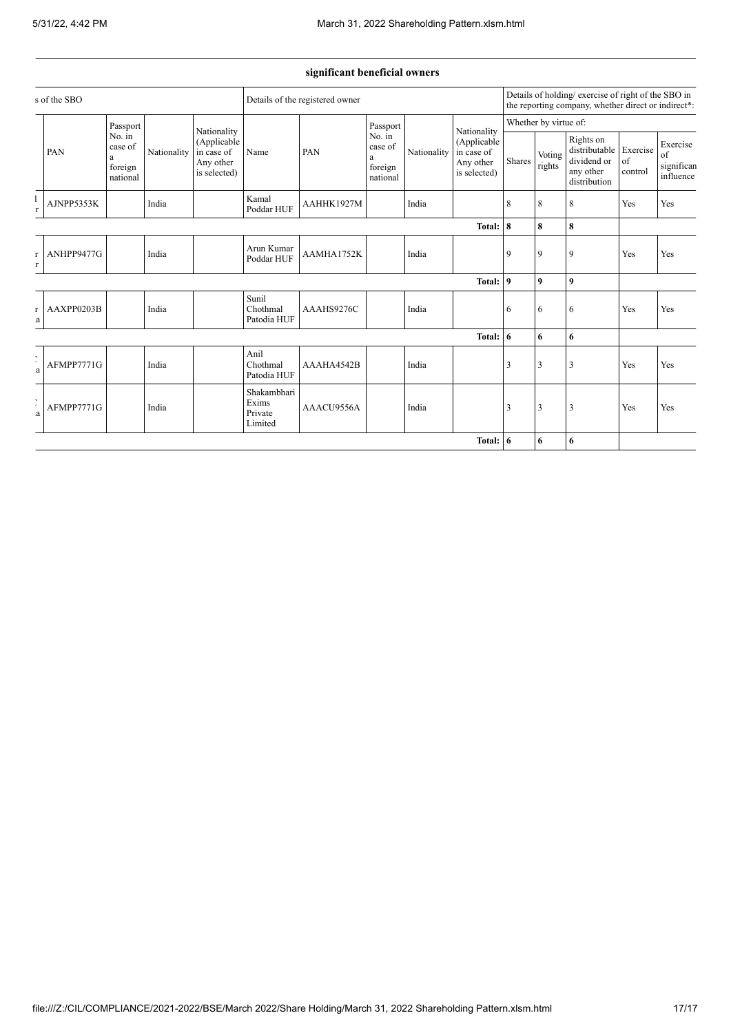## significant beneficial owners

| s of the SBO | | | | | Details of the registered owner | | | | | Details of holding/ exercise of right of the SBO in the reporting company, whether direct or indirect*: | | | | |
|---|---|---|---|---|---|---|---|---|---|---|---|---|---|---|
| | | | | | | | | | | Whether by virtue of: | | | | |
| | PAN | Passport No. in case of a foreign national | Nationality | Nationality (Applicable in case of Any other is selected) | Name | PAN | Passport No. in case of a foreign national | Nationality | Nationality (Applicable in case of Any other is selected) | Shares | Voting rights | Rights on distributable dividend or any other distribution | Exercise of control | Exercise of significan influence |
| l r | AJNPP5353K | | India | | Kamal Poddar HUF | AAHHK1927M | | India | | 8 | 8 | 8 | Yes | Yes |
| | | | | | | | | | **Total:** | **8** | **8** | **8** | | |
| r r | ANHPP9477G | | India | | Arun Kumar Poddar HUF | AAMHA1752K | | India | | 9 | 9 | 9 | Yes | Yes |
| | | | | | | | | | **Total:** | **9** | **9** | **9** | | |
| r a | AAXPP0203B | | India | | Sunil Chothmal Patodia HUF | AAAHS9276C | | India | | 6 | 6 | 6 | Yes | Yes |
| | | | | | | | | | **Total:** | **6** | **6** | **6** | | |
| a | AFMPP7771G | | India | | Anil Chothmal Patodia HUF | AAAHA4542B | | India | | 3 | 3 | 3 | Yes | Yes |
| a | AFMPP7771G | | India | | Shakambhari Exims Private Limited | AAACU9556A | | India | | 3 | 3 | 3 | Yes | Yes |
| | | | | | | | | | **Total:** | **6** | **6** | **6** | | |